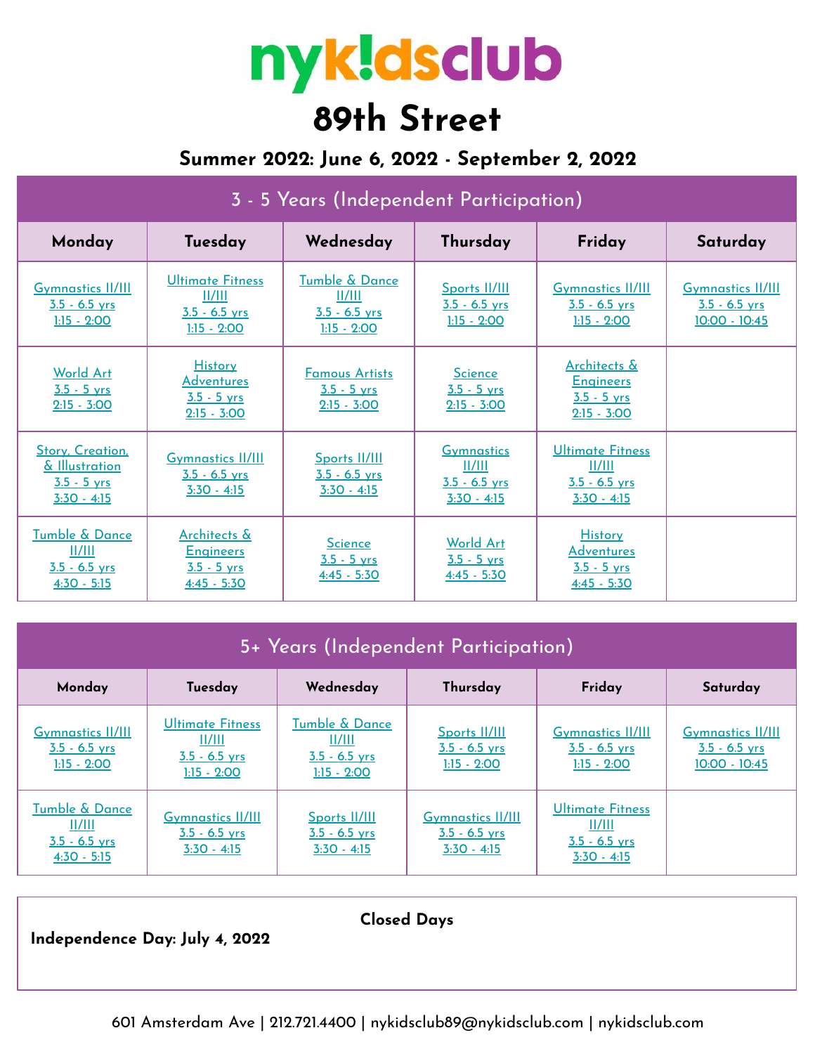# nyk!dsclub

# 89th Street

## Summer 2022: June 6, 2022 - September 2, 2022

### 3 - 5 Years (Independent Participation)

| Monday | Tuesday | Wednesday | Thursday | Friday | Saturday |
|---|---|---|---|---|---|
| Gymnastics II/III 3.5 - 6.5 yrs 1:15 - 2:00 | Ultimate Fitness II/III 3.5 - 6.5 yrs 1:15 - 2:00 | Tumble & Dance II/III 3.5 - 6.5 yrs 1:15 - 2:00 | Sports II/III 3.5 - 6.5 yrs 1:15 - 2:00 | Gymnastics II/III 3.5 - 6.5 yrs 1:15 - 2:00 | Gymnastics II/III 3.5 - 6.5 yrs 10:00 - 10:45 |
| World Art 3.5 - 5 yrs 2:15 - 3:00 | History Adventures 3.5 - 5 yrs 2:15 - 3:00 | Famous Artists 3.5 - 5 yrs 2:15 - 3:00 | Science 3.5 - 5 yrs 2:15 - 3:00 | Architects & Engineers 3.5 - 5 yrs 2:15 - 3:00 | |
| Story, Creation, & Illustration 3.5 - 5 yrs 3:30 - 4:15 | Gymnastics II/III 3.5 - 6.5 yrs 3:30 - 4:15 | Sports II/III 3.5 - 6.5 yrs 3:30 - 4:15 | Gymnastics II/III 3.5 - 6.5 yrs 3:30 - 4:15 | Ultimate Fitness II/III 3.5 - 6.5 yrs 3:30 - 4:15 | |
| Tumble & Dance II/III 3.5 - 6.5 yrs 4:30 - 5:15 | Architects & Engineers 3.5 - 5 yrs 4:45 - 5:30 | Science 3.5 - 5 yrs 4:45 - 5:30 | World Art 3.5 - 5 yrs 4:45 - 5:30 | History Adventures 3.5 - 5 yrs 4:45 - 5:30 | |

### 5+ Years (Independent Participation)

| Monday | Tuesday | Wednesday | Thursday | Friday | Saturday |
|---|---|---|---|---|---|
| Gymnastics II/III 3.5 - 6.5 yrs 1:15 - 2:00 | Ultimate Fitness II/III 3.5 - 6.5 yrs 1:15 - 2:00 | Tumble & Dance II/III 3.5 - 6.5 yrs 1:15 - 2:00 | Sports II/III 3.5 - 6.5 yrs 1:15 - 2:00 | Gymnastics II/III 3.5 - 6.5 yrs 1:15 - 2:00 | Gymnastics II/III 3.5 - 6.5 yrs 10:00 - 10:45 |
| Tumble & Dance II/III 3.5 - 6.5 yrs 4:30 - 5:15 | Gymnastics II/III 3.5 - 6.5 yrs 3:30 - 4:15 | Sports II/III 3.5 - 6.5 yrs 3:30 - 4:15 | Gymnastics II/III 3.5 - 6.5 yrs 3:30 - 4:15 | Ultimate Fitness II/III 3.5 - 6.5 yrs 3:30 - 4:15 | |

**Closed Days**

**Independence Day: July 4, 2022**

601 Amsterdam Ave | 212.721.4400 | nykidsclub89@nykidsclub.com | nykidsclub.com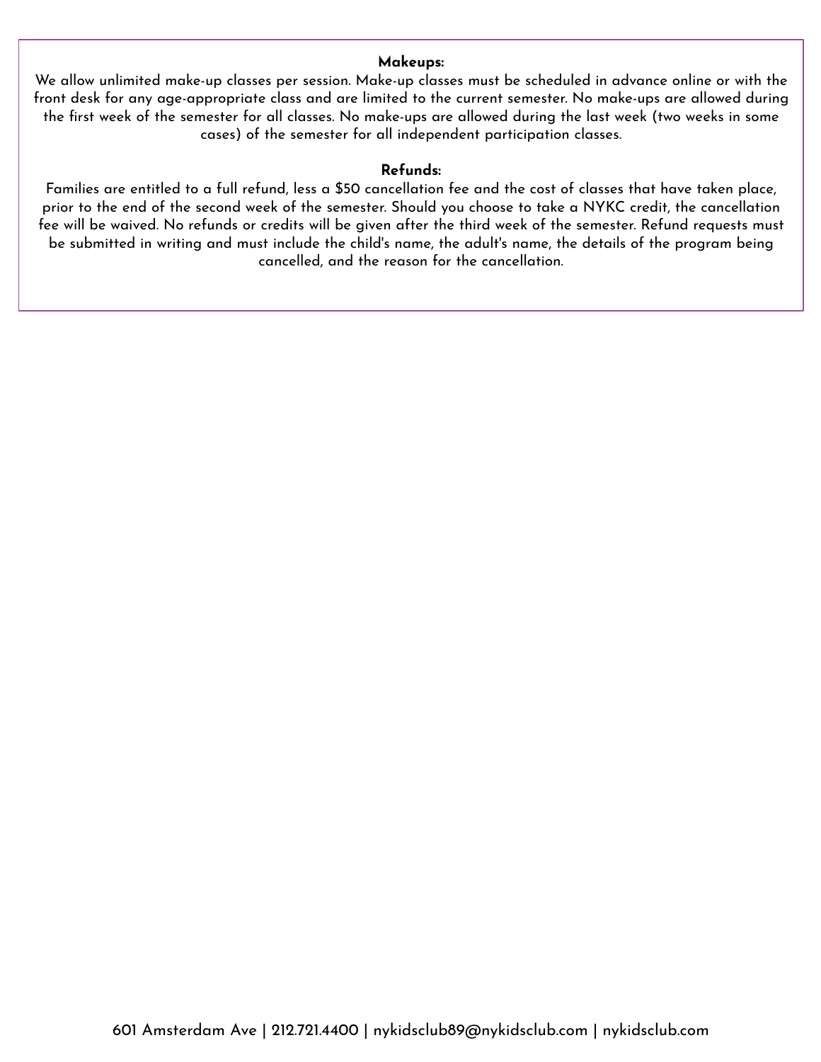**Makeups:**

We allow unlimited make-up classes per session. Make-up classes must be scheduled in advance online or with the front desk for any age-appropriate class and are limited to the current semester. No make-ups are allowed during the first week of the semester for all classes. No make-ups are allowed during the last week (two weeks in some cases) of the semester for all independent participation classes.

**Refunds:**

Families are entitled to a full refund, less a $50 cancellation fee and the cost of classes that have taken place, prior to the end of the second week of the semester. Should you choose to take a NYKC credit, the cancellation fee will be waived. No refunds or credits will be given after the third week of the semester. Refund requests must be submitted in writing and must include the child's name, the adult's name, the details of the program being cancelled, and the reason for the cancellation.

601 Amsterdam Ave | 212.721.4400 | nykidsclub89@nykidsclub.com | nykidsclub.com